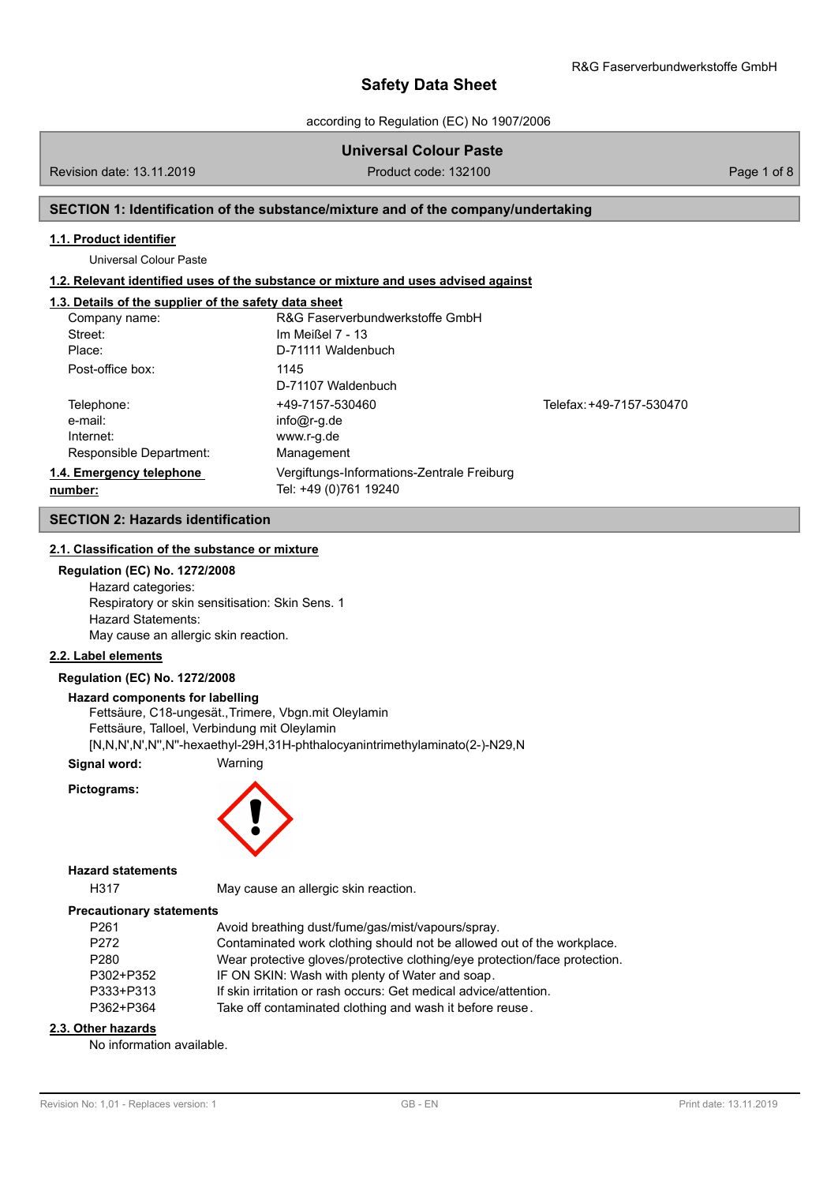# Safety Data Sheet

according to Regulation (EC) No 1907/2006

## Universal Colour Paste

Revision date: 13.11.2019 | Product code: 132100

## SECTION 1: Identification of the substance/mixture and of the company/undertaking

### 1.1. Product identifier

Universal Colour Paste

### 1.2. Relevant identified uses of the substance or mixture and uses advised against

### 1.3. Details of the supplier of the safety data sheet

| | | |
|---|---|---|
| Company name: | R&G Faserverbundwerkstoffe GmbH | |
| Street: | Im Meißel 7 - 13 | |
| Place: | D-71111 Waldenbuch | |
| Post-office box: | 1145<br>D-71107 Waldenbuch | |
| Telephone: | +49-7157-530460 | Telefax: +49-7157-530470 |
| e-mail: | info@r-g.de | |
| Internet: | www.r-g.de | |
| Responsible Department: | Management | |

### 1.4. Emergency telephone number:

Vergiftungs-Informations-Zentrale Freiburg
Tel: +49 (0)761 19240

## SECTION 2: Hazards identification

### 2.1. Classification of the substance or mixture

**Regulation (EC) No. 1272/2008**

Hazard categories:
Respiratory or skin sensitisation: Skin Sens. 1
Hazard Statements:
May cause an allergic skin reaction.

### 2.2. Label elements

**Regulation (EC) No. 1272/2008**

**Hazard components for labelling**

Fettsäure, C18-ungesät.,Trimere, Vbgn.mit Oleylamin
Fettsäure, Talloel, Verbindung mit Oleylamin
[N,N,N',N',N'',N''-hexaethyl-29H,31H-phthalocyanintrimethylaminato(2-)-N29,N

**Signal word:** Warning

**Pictograms:**

**Hazard statements**

| | |
|---|---|
| H317 | May cause an allergic skin reaction. |

**Precautionary statements**

| | |
|---|---|
| P261 | Avoid breathing dust/fume/gas/mist/vapours/spray. |
| P272 | Contaminated work clothing should not be allowed out of the workplace. |
| P280 | Wear protective gloves/protective clothing/eye protection/face protection. |
| P302+P352 | IF ON SKIN: Wash with plenty of Water and soap. |
| P333+P313 | If skin irritation or rash occurs: Get medical advice/attention. |
| P362+P364 | Take off contaminated clothing and wash it before reuse. |

### 2.3. Other hazards

No information available.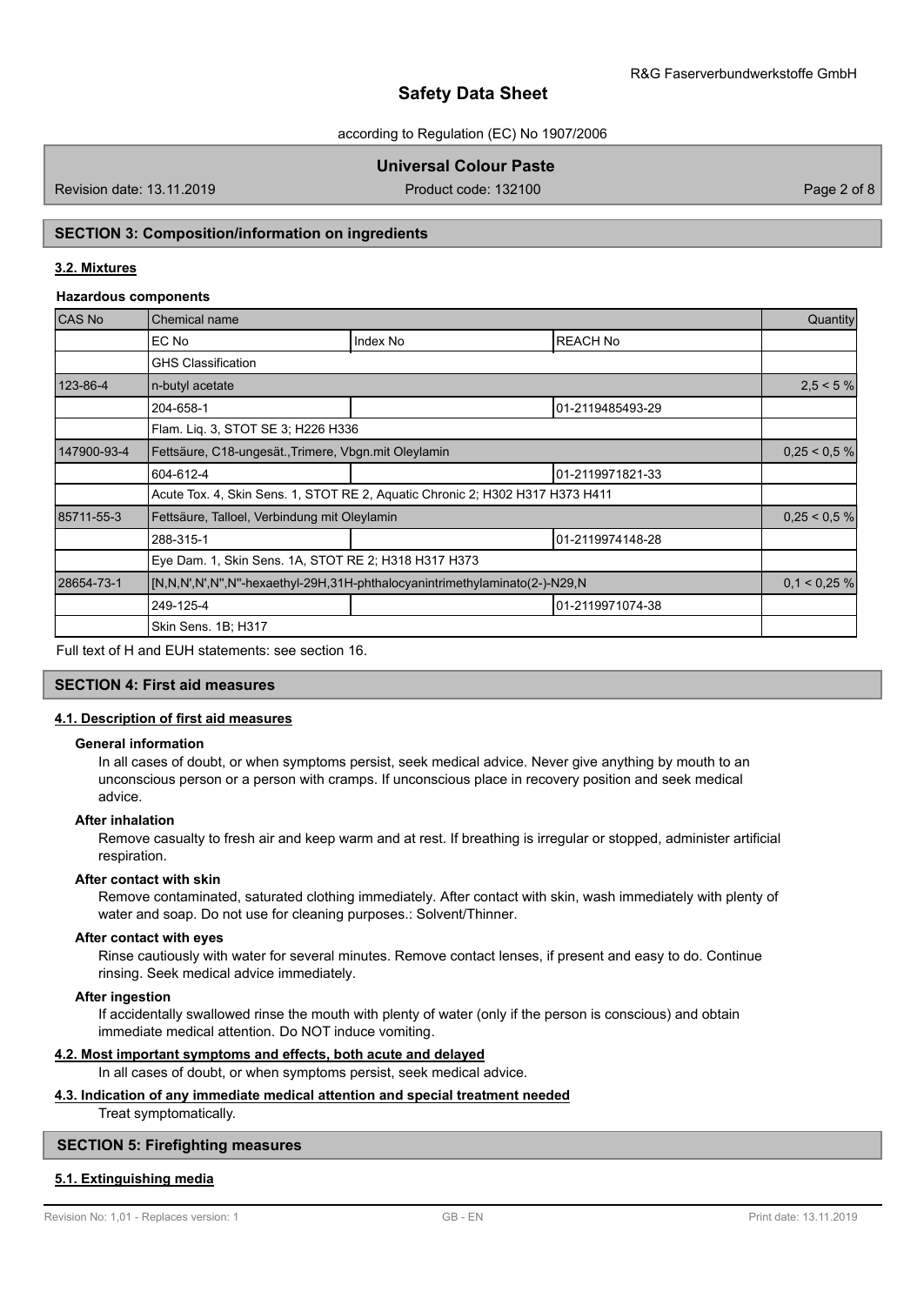## SECTION 3: Composition/information on ingredients

### 3.2. Mixtures

**Hazardous components**

| CAS No | Chemical name | | | Quantity |
|---|---|---|---|---|
| | EC No | Index No | REACH No | |
| | GHS Classification | | | |
| 123-86-4 | n-butyl acetate | | | 2,5 < 5 % |
| | 204-658-1 | | 01-2119485493-29 | |
| | Flam. Liq. 3, STOT SE 3; H226 H336 | | | |
| 147900-93-4 | Fettsäure, C18-ungesät.,Trimere, Vbgn.mit Oleylamin | | | 0,25 < 0,5 % |
| | 604-612-4 | | 01-2119971821-33 | |
| | Acute Tox. 4, Skin Sens. 1, STOT RE 2, Aquatic Chronic 2; H302 H317 H373 H411 | | | |
| 85711-55-3 | Fettsäure, Talloel, Verbindung mit Oleylamin | | | 0,25 < 0,5 % |
| | 288-315-1 | | 01-2119974148-28 | |
| | Eye Dam. 1, Skin Sens. 1A, STOT RE 2; H318 H317 H373 | | | |
| 28654-73-1 | [N,N,N',N',N",N"-hexaethyl-29H,31H-phthalocyanintrimethylaminato(2-)-N29,N | | | 0,1 < 0,25 % |
| | 249-125-4 | | 01-2119971074-38 | |
| | Skin Sens. 1B; H317 | | | |

Full text of H and EUH statements: see section 16.

## SECTION 4: First aid measures

### 4.1. Description of first aid measures

**General information**

In all cases of doubt, or when symptoms persist, seek medical advice. Never give anything by mouth to an unconscious person or a person with cramps. If unconscious place in recovery position and seek medical advice.

**After inhalation**

Remove casualty to fresh air and keep warm and at rest. If breathing is irregular or stopped, administer artificial respiration.

**After contact with skin**

Remove contaminated, saturated clothing immediately. After contact with skin, wash immediately with plenty of water and soap. Do not use for cleaning purposes.: Solvent/Thinner.

**After contact with eyes**

Rinse cautiously with water for several minutes. Remove contact lenses, if present and easy to do. Continue rinsing. Seek medical advice immediately.

**After ingestion**

If accidentally swallowed rinse the mouth with plenty of water (only if the person is conscious) and obtain immediate medical attention. Do NOT induce vomiting.

### 4.2. Most important symptoms and effects, both acute and delayed

In all cases of doubt, or when symptoms persist, seek medical advice.

### 4.3. Indication of any immediate medical attention and special treatment needed

Treat symptomatically.

## SECTION 5: Firefighting measures

### 5.1. Extinguishing media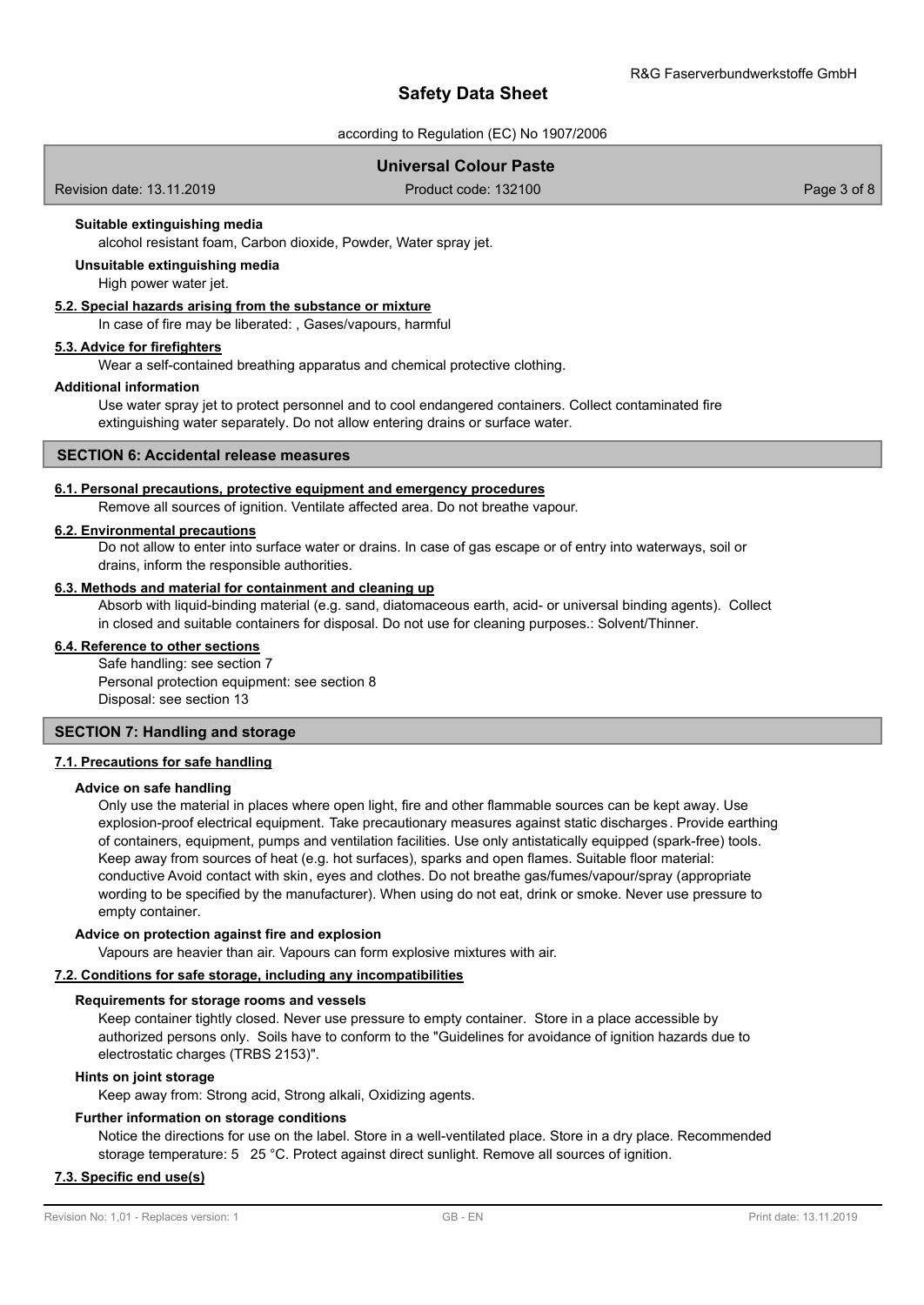**Suitable extinguishing media**

alcohol resistant foam, Carbon dioxide, Powder, Water spray jet.

**Unsuitable extinguishing media**

High power water jet.

### 5.2. Special hazards arising from the substance or mixture

In case of fire may be liberated: , Gases/vapours, harmful

### 5.3. Advice for firefighters

Wear a self-contained breathing apparatus and chemical protective clothing.

**Additional information**

Use water spray jet to protect personnel and to cool endangered containers. Collect contaminated fire extinguishing water separately. Do not allow entering drains or surface water.

## SECTION 6: Accidental release measures

### 6.1. Personal precautions, protective equipment and emergency procedures

Remove all sources of ignition. Ventilate affected area. Do not breathe vapour.

### 6.2. Environmental precautions

Do not allow to enter into surface water or drains. In case of gas escape or of entry into waterways, soil or drains, inform the responsible authorities.

### 6.3. Methods and material for containment and cleaning up

Absorb with liquid-binding material (e.g. sand, diatomaceous earth, acid- or universal binding agents). Collect in closed and suitable containers for disposal. Do not use for cleaning purposes.: Solvent/Thinner.

### 6.4. Reference to other sections

Safe handling: see section 7
Personal protection equipment: see section 8
Disposal: see section 13

## SECTION 7: Handling and storage

### 7.1. Precautions for safe handling

**Advice on safe handling**

Only use the material in places where open light, fire and other flammable sources can be kept away. Use explosion-proof electrical equipment. Take precautionary measures against static discharges. Provide earthing of containers, equipment, pumps and ventilation facilities. Use only antistatically equipped (spark-free) tools. Keep away from sources of heat (e.g. hot surfaces), sparks and open flames. Suitable floor material: conductive Avoid contact with skin, eyes and clothes. Do not breathe gas/fumes/vapour/spray (appropriate wording to be specified by the manufacturer). When using do not eat, drink or smoke. Never use pressure to empty container.

**Advice on protection against fire and explosion**

Vapours are heavier than air. Vapours can form explosive mixtures with air.

### 7.2. Conditions for safe storage, including any incompatibilities

**Requirements for storage rooms and vessels**

Keep container tightly closed. Never use pressure to empty container. Store in a place accessible by authorized persons only. Soils have to conform to the "Guidelines for avoidance of ignition hazards due to electrostatic charges (TRBS 2153)".

**Hints on joint storage**

Keep away from: Strong acid, Strong alkali, Oxidizing agents.

**Further information on storage conditions**

Notice the directions for use on the label. Store in a well-ventilated place. Store in a dry place. Recommended storage temperature: 5 25 °C. Protect against direct sunlight. Remove all sources of ignition.

### 7.3. Specific end use(s)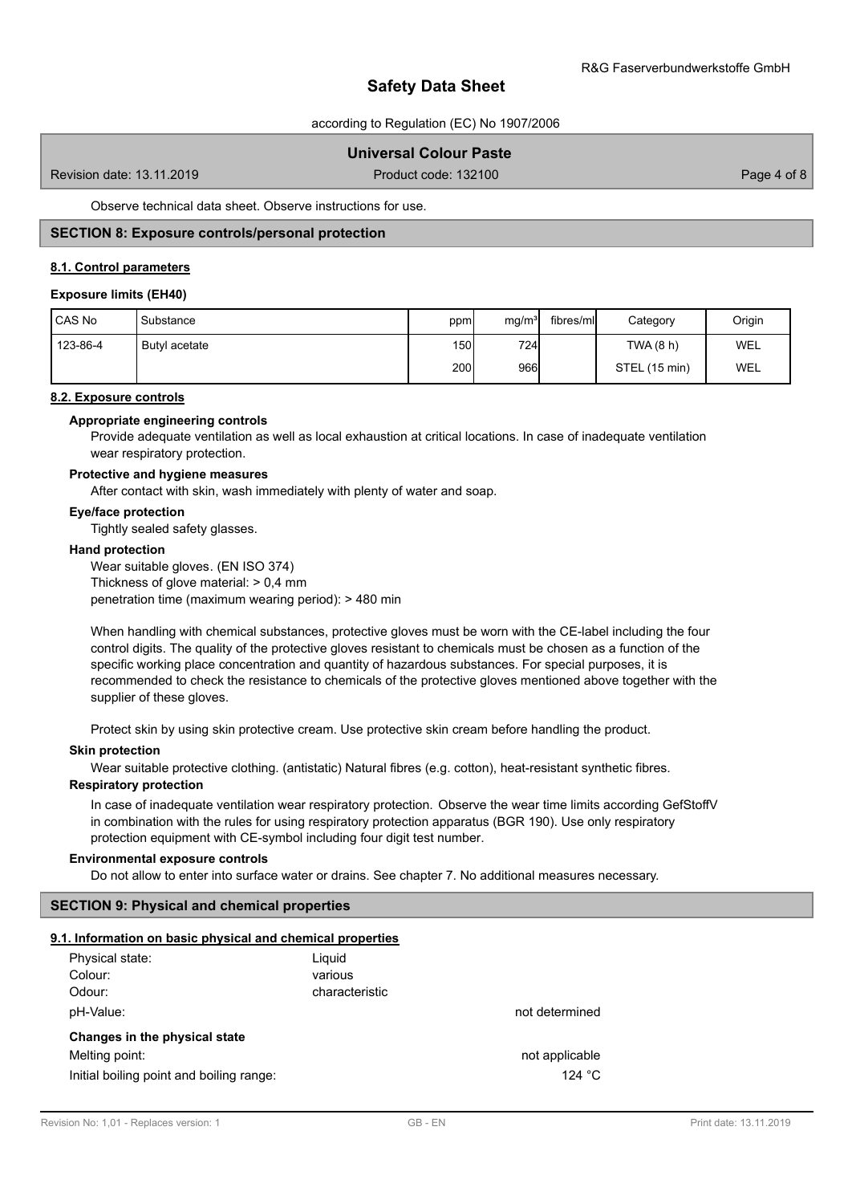Observe technical data sheet. Observe instructions for use.

## SECTION 8: Exposure controls/personal protection

### 8.1. Control parameters

**Exposure limits (EH40)**

| CAS No | Substance | ppm | mg/m³ | fibres/ml | Category | Origin |
|---|---|---|---|---|---|---|
| 123-86-4 | Butyl acetate | 150 | 724 | | TWA (8 h) | WEL |
| | | 200 | 966 | | STEL (15 min) | WEL |

### 8.2. Exposure controls

**Appropriate engineering controls**

Provide adequate ventilation as well as local exhaustion at critical locations. In case of inadequate ventilation wear respiratory protection.

**Protective and hygiene measures**

After contact with skin, wash immediately with plenty of water and soap.

**Eye/face protection**

Tightly sealed safety glasses.

**Hand protection**

Wear suitable gloves. (EN ISO 374)
Thickness of glove material: > 0,4 mm
penetration time (maximum wearing period): > 480 min

When handling with chemical substances, protective gloves must be worn with the CE-label including the four control digits. The quality of the protective gloves resistant to chemicals must be chosen as a function of the specific working place concentration and quantity of hazardous substances. For special purposes, it is recommended to check the resistance to chemicals of the protective gloves mentioned above together with the supplier of these gloves.

Protect skin by using skin protective cream. Use protective skin cream before handling the product.

**Skin protection**

Wear suitable protective clothing. (antistatic) Natural fibres (e.g. cotton), heat-resistant synthetic fibres.

**Respiratory protection**

In case of inadequate ventilation wear respiratory protection. Observe the wear time limits according GefStoffV in combination with the rules for using respiratory protection apparatus (BGR 190). Use only respiratory protection equipment with CE-symbol including four digit test number.

**Environmental exposure controls**

Do not allow to enter into surface water or drains. See chapter 7. No additional measures necessary.

## SECTION 9: Physical and chemical properties

### 9.1. Information on basic physical and chemical properties

| | | |
|---|---|---|
| Physical state: | Liquid | |
| Colour: | various | |
| Odour: | characteristic | |
| pH-Value: | | not determined |

**Changes in the physical state**

| | |
|---|---|
| Melting point: | not applicable |
| Initial boiling point and boiling range: | 124 °C |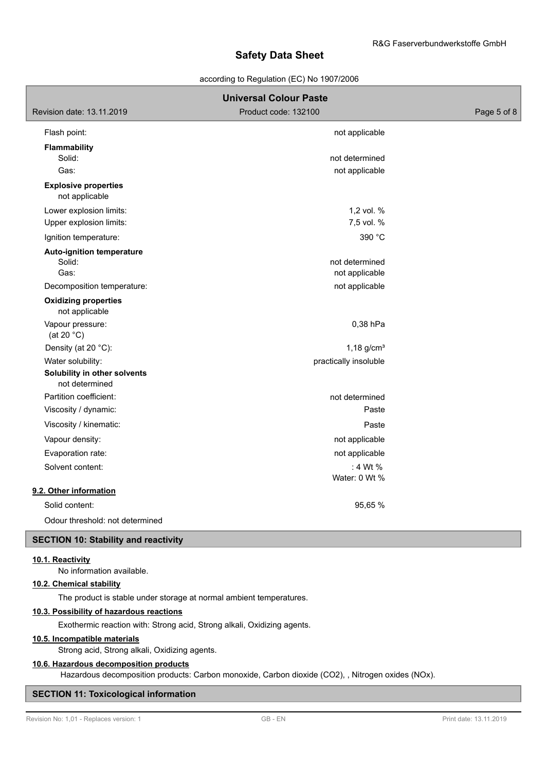| | |
|---|---|
| Flash point: | not applicable |
| **Flammability** | |
| Solid: | not determined |
| Gas: | not applicable |
| **Explosive properties** | |
| not applicable | |
| Lower explosion limits: | 1,2 vol. % |
| Upper explosion limits: | 7,5 vol. % |
| Ignition temperature: | 390 °C |
| **Auto-ignition temperature** | |
| Solid: | not determined |
| Gas: | not applicable |
| Decomposition temperature: | not applicable |
| **Oxidizing properties** | |
| not applicable | |
| Vapour pressure: (at 20 °C) | 0,38 hPa |
| Density (at 20 °C): | 1,18 g/cm³ |
| Water solubility: | practically insoluble |
| **Solubility in other solvents** | |
| not determined | |
| Partition coefficient: | not determined |
| Viscosity / dynamic: | Paste |
| Viscosity / kinematic: | Paste |
| Vapour density: | not applicable |
| Evaporation rate: | not applicable |
| Solvent content: | : 4 Wt % Water: 0 Wt % |

**9.2. Other information**

| | |
|---|---|
| Solid content: | 95,65 % |

Odour threshold: not determined

## SECTION 10: Stability and reactivity

**10.1. Reactivity**

No information available.

**10.2. Chemical stability**

The product is stable under storage at normal ambient temperatures.

**10.3. Possibility of hazardous reactions**

Exothermic reaction with: Strong acid, Strong alkali, Oxidizing agents.

**10.5. Incompatible materials**

Strong acid, Strong alkali, Oxidizing agents.

**10.6. Hazardous decomposition products**

Hazardous decomposition products: Carbon monoxide, Carbon dioxide ($CO_2$), , Nitrogen oxides ($NO_x$).

## SECTION 11: Toxicological information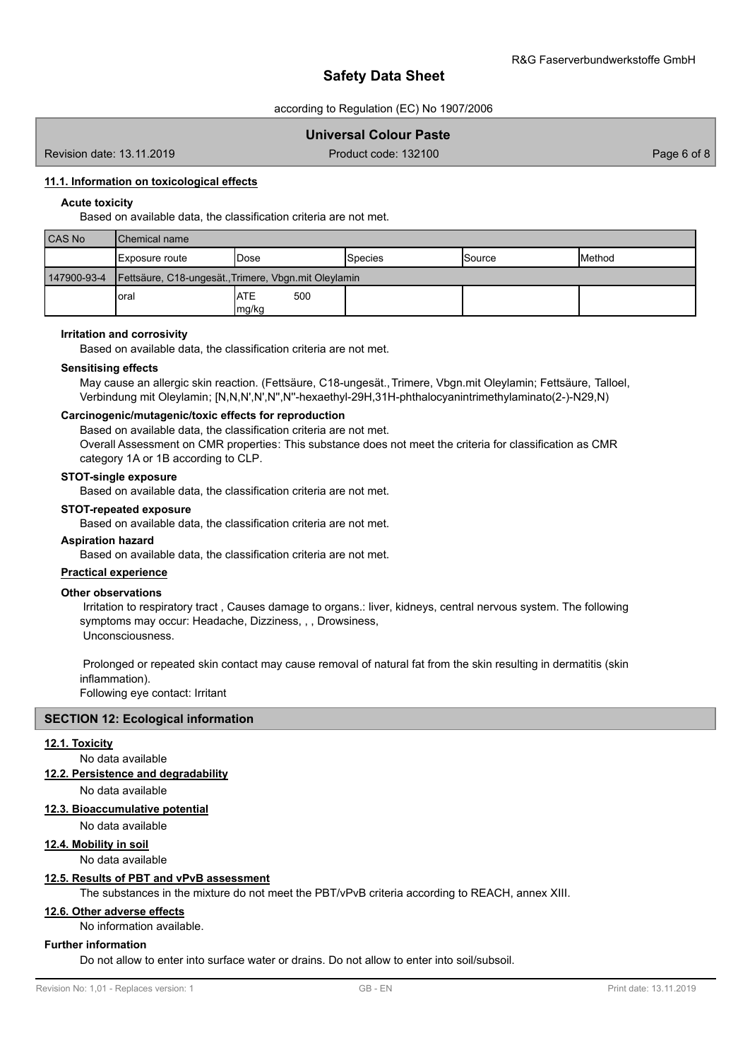#### 11.1. Information on toxicological effects

**Acute toxicity**

Based on available data, the classification criteria are not met.

| CAS No | Chemical name | | | | |
|---|---|---|---|---|---|
| | Exposure route | Dose | Species | Source | Method |
| 147900-93-4 | Fettsäure, C18-ungesät.,Trimere, Vbgn.mit Oleylamin | | | | |
| | oral | ATE 500 mg/kg | | | |

**Irritation and corrosivity**

Based on available data, the classification criteria are not met.

**Sensitising effects**

May cause an allergic skin reaction. (Fettsäure, C18-ungesät.,Trimere, Vbgn.mit Oleylamin; Fettsäure, Talloel, Verbindung mit Oleylamin; [N,N,N',N',N'',N''-hexaethyl-29H,31H-phthalocyanintrimethylaminato(2-)-N29,N)

**Carcinogenic/mutagenic/toxic effects for reproduction**

Based on available data, the classification criteria are not met.
Overall Assessment on CMR properties: This substance does not meet the criteria for classification as CMR category 1A or 1B according to CLP.

**STOT-single exposure**

Based on available data, the classification criteria are not met.

**STOT-repeated exposure**

Based on available data, the classification criteria are not met.

**Aspiration hazard**

Based on available data, the classification criteria are not met.

**Practical experience**

**Other observations**

Irritation to respiratory tract , Causes damage to organs.: liver, kidneys, central nervous system. The following symptoms may occur: Headache, Dizziness, , , Drowsiness,
Unconsciousness.

Prolonged or repeated skin contact may cause removal of natural fat from the skin resulting in dermatitis (skin inflammation).
Following eye contact: Irritant

## SECTION 12: Ecological information

#### 12.1. Toxicity

No data available

#### 12.2. Persistence and degradability

No data available

#### 12.3. Bioaccumulative potential

No data available

#### 12.4. Mobility in soil

No data available

#### 12.5. Results of PBT and vPvB assessment

The substances in the mixture do not meet the PBT/vPvB criteria according to REACH, annex XIII.

#### 12.6. Other adverse effects

No information available.

**Further information**

Do not allow to enter into surface water or drains. Do not allow to enter into soil/subsoil.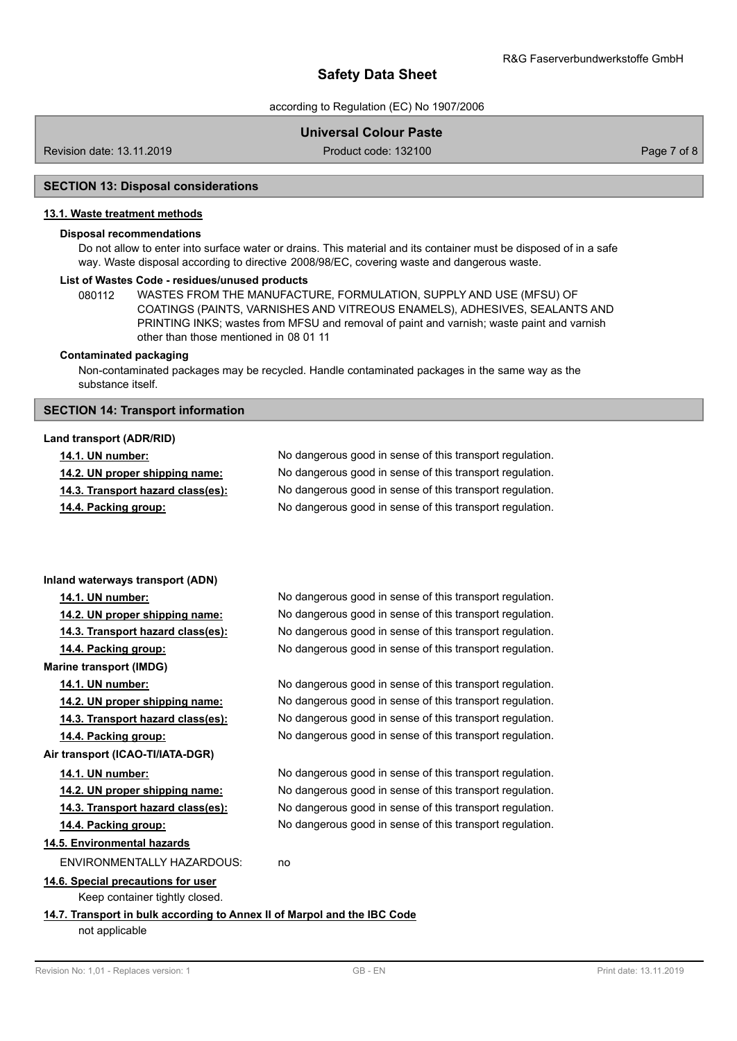## SECTION 13: Disposal considerations

### 13.1. Waste treatment methods

**Disposal recommendations**

Do not allow to enter into surface water or drains. This material and its container must be disposed of in a safe way. Waste disposal according to directive 2008/98/EC, covering waste and dangerous waste.

**List of Wastes Code - residues/unused products**

080112 WASTES FROM THE MANUFACTURE, FORMULATION, SUPPLY AND USE (MFSU) OF COATINGS (PAINTS, VARNISHES AND VITREOUS ENAMELS), ADHESIVES, SEALANTS AND PRINTING INKS; wastes from MFSU and removal of paint and varnish; waste paint and varnish other than those mentioned in 08 01 11

**Contaminated packaging**

Non-contaminated packages may be recycled. Handle contaminated packages in the same way as the substance itself.

## SECTION 14: Transport information

**Land transport (ADR/RID)**

| | |
|---|---|
| **14.1. UN number:** | No dangerous good in sense of this transport regulation. |
| **14.2. UN proper shipping name:** | No dangerous good in sense of this transport regulation. |
| **14.3. Transport hazard class(es):** | No dangerous good in sense of this transport regulation. |
| **14.4. Packing group:** | No dangerous good in sense of this transport regulation. |

**Inland waterways transport (ADN)**

| | |
|---|---|
| **14.1. UN number:** | No dangerous good in sense of this transport regulation. |
| **14.2. UN proper shipping name:** | No dangerous good in sense of this transport regulation. |
| **14.3. Transport hazard class(es):** | No dangerous good in sense of this transport regulation. |
| **14.4. Packing group:** | No dangerous good in sense of this transport regulation. |

**Marine transport (IMDG)**

| | |
|---|---|
| **14.1. UN number:** | No dangerous good in sense of this transport regulation. |
| **14.2. UN proper shipping name:** | No dangerous good in sense of this transport regulation. |
| **14.3. Transport hazard class(es):** | No dangerous good in sense of this transport regulation. |
| **14.4. Packing group:** | No dangerous good in sense of this transport regulation. |

**Air transport (ICAO-TI/IATA-DGR)**

| | |
|---|---|
| **14.1. UN number:** | No dangerous good in sense of this transport regulation. |
| **14.2. UN proper shipping name:** | No dangerous good in sense of this transport regulation. |
| **14.3. Transport hazard class(es):** | No dangerous good in sense of this transport regulation. |
| **14.4. Packing group:** | No dangerous good in sense of this transport regulation. |

### 14.5. Environmental hazards

ENVIRONMENTALLY HAZARDOUS: no

### 14.6. Special precautions for user

Keep container tightly closed.

### 14.7. Transport in bulk according to Annex II of Marpol and the IBC Code

not applicable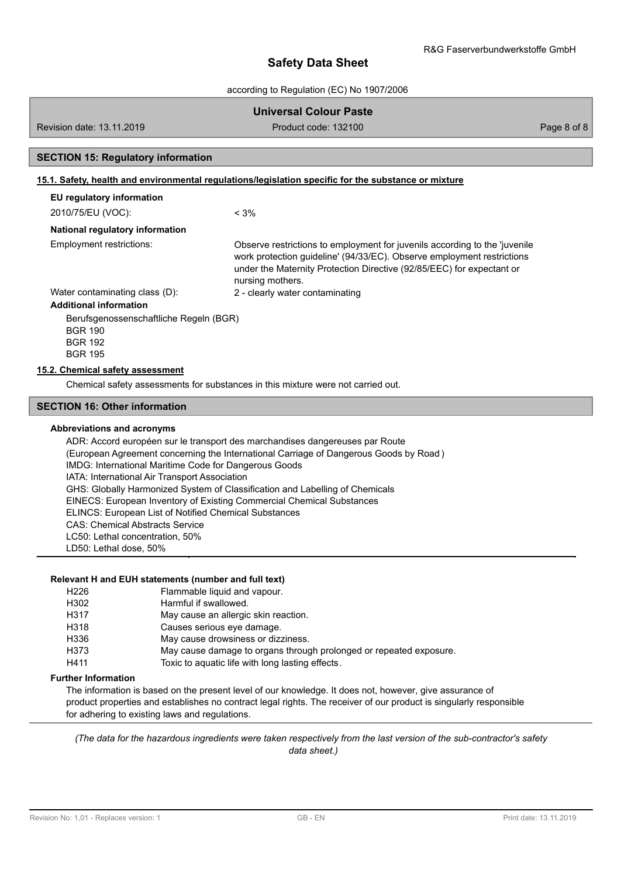## SECTION 15: Regulatory information

### 15.1. Safety, health and environmental regulations/legislation specific for the substance or mixture

**EU regulatory information**

2010/75/EU (VOC): < 3%

**National regulatory information**

Employment restrictions: Observe restrictions to employment for juvenils according to the 'juvenile work protection guideline' (94/33/EC). Observe employment restrictions under the Maternity Protection Directive (92/85/EEC) for expectant or nursing mothers.

Water contaminating class (D): 2 - clearly water contaminating

**Additional information**

Berufsgenossenschaftliche Regeln (BGR)
BGR 190
BGR 192
BGR 195

### 15.2. Chemical safety assessment

Chemical safety assessments for substances in this mixture were not carried out.

## SECTION 16: Other information

**Abbreviations and acronyms**

ADR: Accord européen sur le transport des marchandises dangereuses par Route
(European Agreement concerning the International Carriage of Dangerous Goods by Road )
IMDG: International Maritime Code for Dangerous Goods
IATA: International Air Transport Association
GHS: Globally Harmonized System of Classification and Labelling of Chemicals
EINECS: European Inventory of Existing Commercial Chemical Substances
ELINCS: European List of Notified Chemical Substances
CAS: Chemical Abstracts Service
LC50: Lethal concentration, 50%
LD50: Lethal dose, 50%

**Relevant H and EUH statements (number and full text)**

| | |
|---|---|
| H226 | Flammable liquid and vapour. |
| H302 | Harmful if swallowed. |
| H317 | May cause an allergic skin reaction. |
| H318 | Causes serious eye damage. |
| H336 | May cause drowsiness or dizziness. |
| H373 | May cause damage to organs through prolonged or repeated exposure. |
| H411 | Toxic to aquatic life with long lasting effects. |

**Further Information**

The information is based on the present level of our knowledge. It does not, however, give assurance of product properties and establishes no contract legal rights. The receiver of our product is singularly responsible for adhering to existing laws and regulations.

*(The data for the hazardous ingredients were taken respectively from the last version of the sub-contractor's safety data sheet.)*